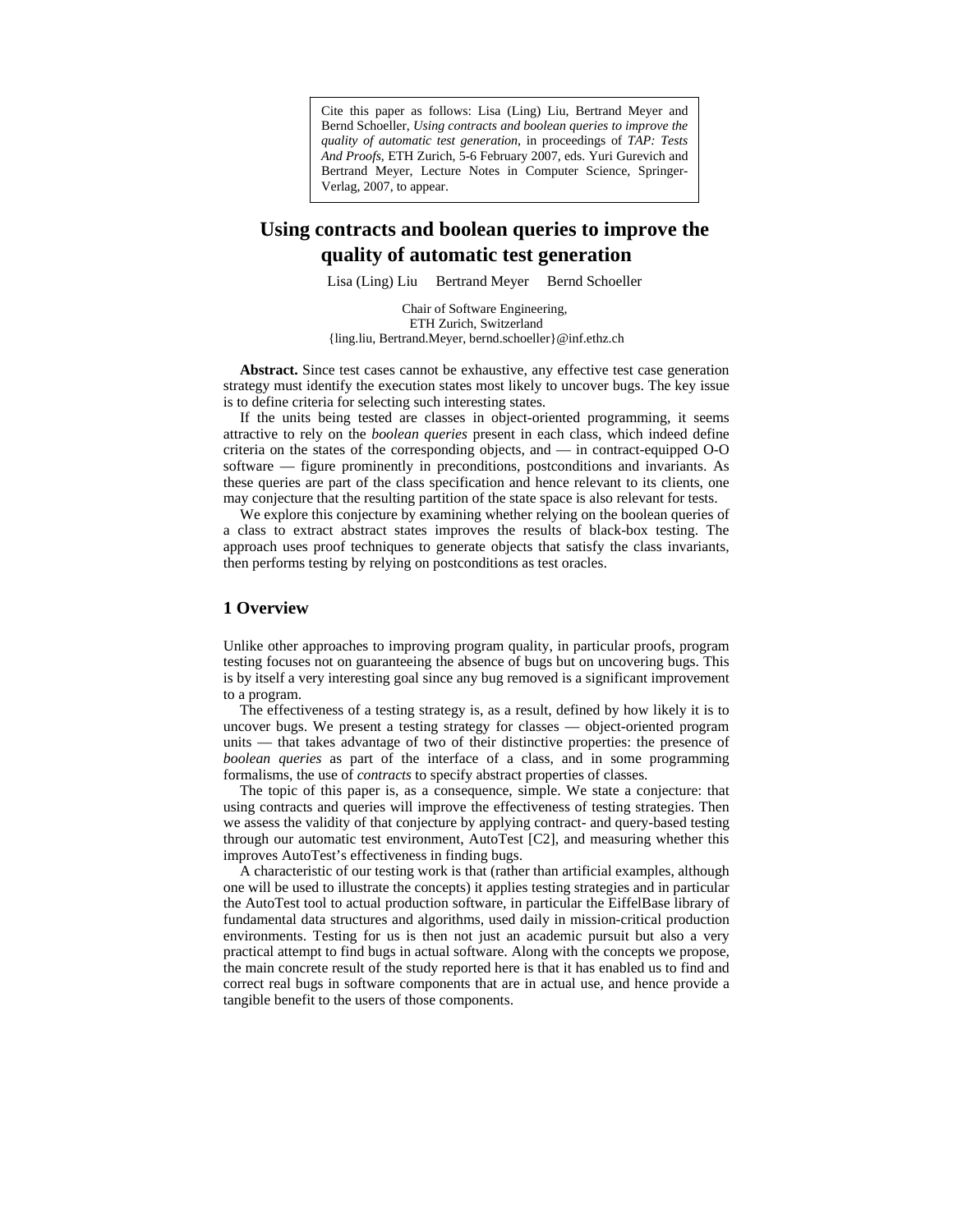Cite this paper as follows: Lisa (Ling) Liu, Bertrand Meyer and Bernd Schoeller, *Using contracts and boolean queries to improve the quality of automatic test generation*, in proceedings of *TAP: Tests And Proofs*, ETH Zurich, 5-6 February 2007, eds. Yuri Gurevich and Bertrand Meyer, Lecture Notes in Computer Science, Springer-Verlag, 2007, to appear.

# Using contracts and boolean queries to improve the quality of automatic test generation

Lisa (Ling) Liu Bertrand Meyer Bernd Schoeller

Chair of Software Engineering,
ETH Zurich, Switzerland
{ling.liu, Bertrand.Meyer, bernd.schoeller}@inf.ethz.ch

**Abstract.** Since test cases cannot be exhaustive, any effective test case generation strategy must identify the execution states most likely to uncover bugs. The key issue is to define criteria for selecting such interesting states.

If the units being tested are classes in object-oriented programming, it seems attractive to rely on the *boolean queries* present in each class, which indeed define criteria on the states of the corresponding objects, and — in contract-equipped O-O software — figure prominently in preconditions, postconditions and invariants. As these queries are part of the class specification and hence relevant to its clients, one may conjecture that the resulting partition of the state space is also relevant for tests.

We explore this conjecture by examining whether relying on the boolean queries of a class to extract abstract states improves the results of black-box testing. The approach uses proof techniques to generate objects that satisfy the class invariants, then performs testing by relying on postconditions as test oracles.

## 1 Overview

Unlike other approaches to improving program quality, in particular proofs, program testing focuses not on guaranteeing the absence of bugs but on uncovering bugs. This is by itself a very interesting goal since any bug removed is a significant improvement to a program.

The effectiveness of a testing strategy is, as a result, defined by how likely it is to uncover bugs. We present a testing strategy for classes — object-oriented program units — that takes advantage of two of their distinctive properties: the presence of *boolean queries* as part of the interface of a class, and in some programming formalisms, the use of *contracts* to specify abstract properties of classes.

The topic of this paper is, as a consequence, simple. We state a conjecture: that using contracts and queries will improve the effectiveness of testing strategies. Then we assess the validity of that conjecture by applying contract- and query-based testing through our automatic test environment, AutoTest [C2], and measuring whether this improves AutoTest's effectiveness in finding bugs.

A characteristic of our testing work is that (rather than artificial examples, although one will be used to illustrate the concepts) it applies testing strategies and in particular the AutoTest tool to actual production software, in particular the EiffelBase library of fundamental data structures and algorithms, used daily in mission-critical production environments. Testing for us is then not just an academic pursuit but also a very practical attempt to find bugs in actual software. Along with the concepts we propose, the main concrete result of the study reported here is that it has enabled us to find and correct real bugs in software components that are in actual use, and hence provide a tangible benefit to the users of those components.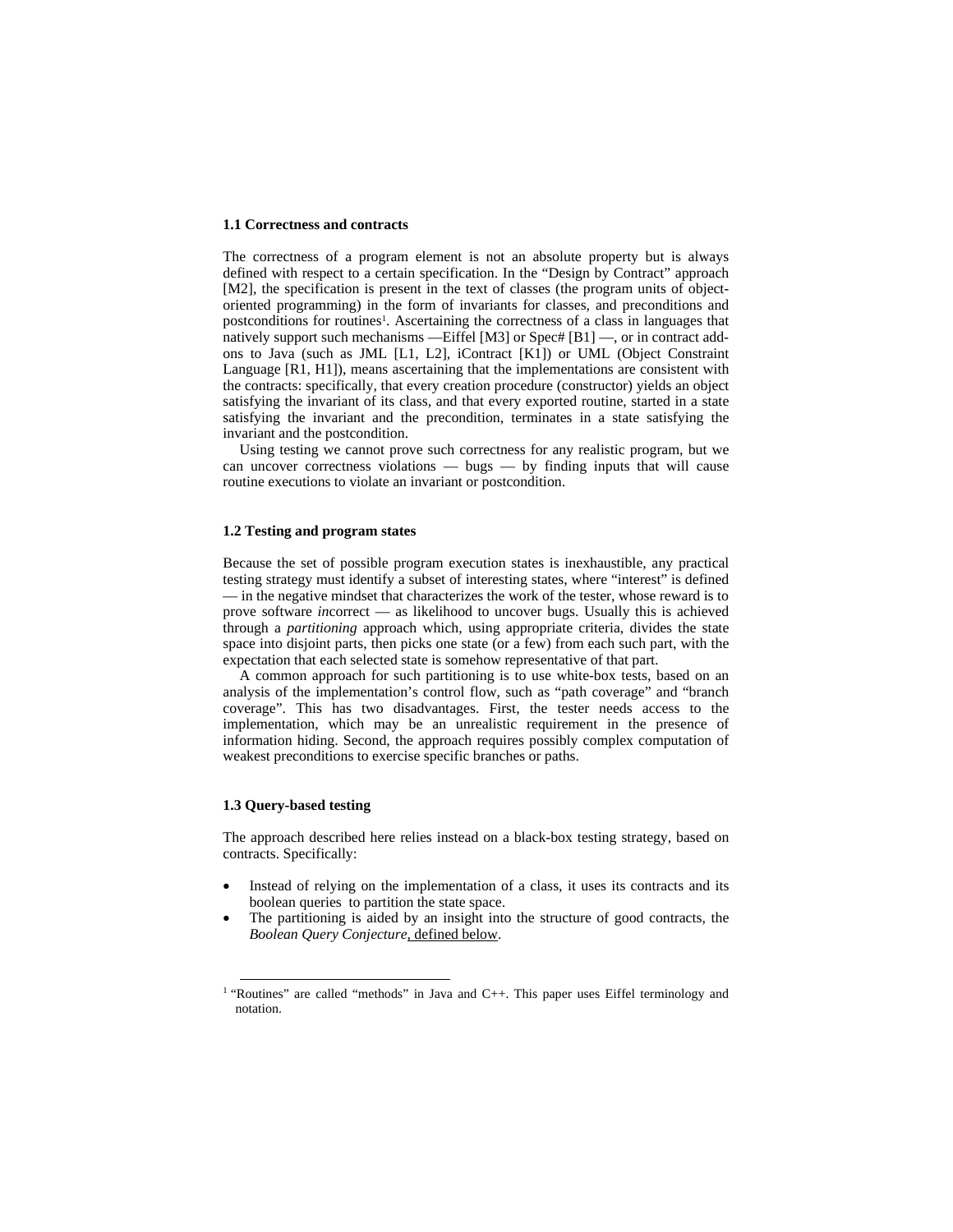### 1.1 Correctness and contracts

The correctness of a program element is not an absolute property but is always defined with respect to a certain specification. In the "Design by Contract" approach [M2], the specification is present in the text of classes (the program units of object-oriented programming) in the form of invariants for classes, and preconditions and postconditions for routines[1]. Ascertaining the correctness of a class in languages that natively support such mechanisms —Eiffel [M3] or Spec# [B1] —, or in contract add-ons to Java (such as JML [L1, L2], iContract [K1]) or UML (Object Constraint Language [R1, H1]), means ascertaining that the implementations are consistent with the contracts: specifically, that every creation procedure (constructor) yields an object satisfying the invariant of its class, and that every exported routine, started in a state satisfying the invariant and the precondition, terminates in a state satisfying the invariant and the postcondition.

Using testing we cannot prove such correctness for any realistic program, but we can uncover correctness violations — bugs — by finding inputs that will cause routine executions to violate an invariant or postcondition.

### 1.2 Testing and program states

Because the set of possible program execution states is inexhaustible, any practical testing strategy must identify a subset of interesting states, where "interest" is defined — in the negative mindset that characterizes the work of the tester, whose reward is to prove software *in*correct — as likelihood to uncover bugs. Usually this is achieved through a *partitioning* approach which, using appropriate criteria, divides the state space into disjoint parts, then picks one state (or a few) from each such part, with the expectation that each selected state is somehow representative of that part.

A common approach for such partitioning is to use white-box tests, based on an analysis of the implementation's control flow, such as "path coverage" and "branch coverage". This has two disadvantages. First, the tester needs access to the implementation, which may be an unrealistic requirement in the presence of information hiding. Second, the approach requires possibly complex computation of weakest preconditions to exercise specific branches or paths.

### 1.3 Query-based testing

The approach described here relies instead on a black-box testing strategy, based on contracts. Specifically:

- Instead of relying on the implementation of a class, it uses its contracts and its boolean queries to partition the state space.
- The partitioning is aided by an insight into the structure of good contracts, the *Boolean Query Conjecture*, defined below.

[1] "Routines" are called "methods" in Java and C++. This paper uses Eiffel terminology and notation.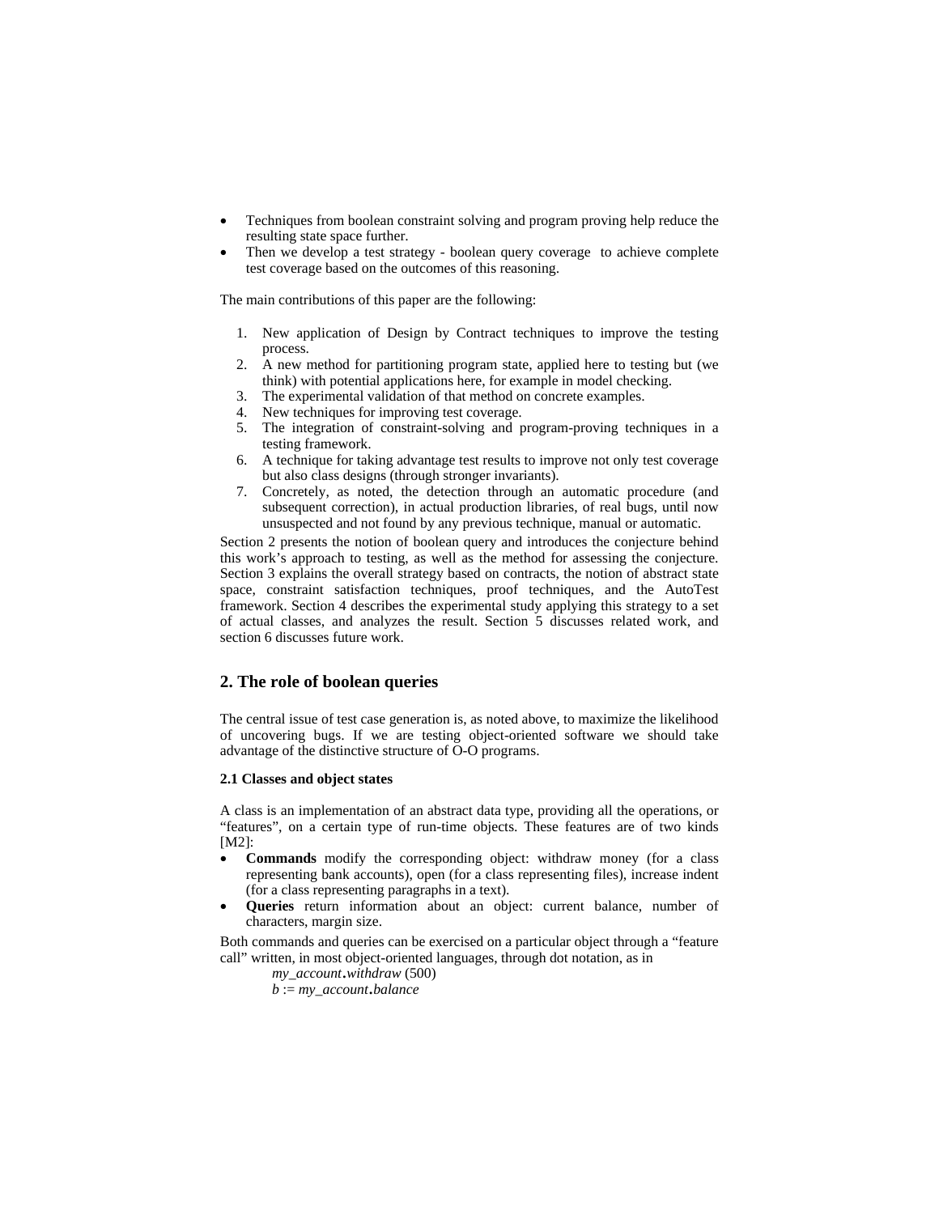- Techniques from boolean constraint solving and program proving help reduce the resulting state space further.
- Then we develop a test strategy - boolean query coverage to achieve complete test coverage based on the outcomes of this reasoning.

The main contributions of this paper are the following:

1. New application of Design by Contract techniques to improve the testing process.
2. A new method for partitioning program state, applied here to testing but (we think) with potential applications here, for example in model checking.
3. The experimental validation of that method on concrete examples.
4. New techniques for improving test coverage.
5. The integration of constraint-solving and program-proving techniques in a testing framework.
6. A technique for taking advantage test results to improve not only test coverage but also class designs (through stronger invariants).
7. Concretely, as noted, the detection through an automatic procedure (and subsequent correction), in actual production libraries, of real bugs, until now unsuspected and not found by any previous technique, manual or automatic.

Section 2 presents the notion of boolean query and introduces the conjecture behind this work's approach to testing, as well as the method for assessing the conjecture. Section 3 explains the overall strategy based on contracts, the notion of abstract state space, constraint satisfaction techniques, proof techniques, and the AutoTest framework. Section 4 describes the experimental study applying this strategy to a set of actual classes, and analyzes the result. Section 5 discusses related work, and section 6 discusses future work.

## 2. The role of boolean queries

The central issue of test case generation is, as noted above, to maximize the likelihood of uncovering bugs. If we are testing object-oriented software we should take advantage of the distinctive structure of O-O programs.

### 2.1 Classes and object states

A class is an implementation of an abstract data type, providing all the operations, or "features", on a certain type of run-time objects. These features are of two kinds [M2]:

- **Commands** modify the corresponding object: withdraw money (for a class representing bank accounts), open (for a class representing files), increase indent (for a class representing paragraphs in a text).
- **Queries** return information about an object: current balance, number of characters, margin size.

Both commands and queries can be exercised on a particular object through a "feature call" written, in most object-oriented languages, through dot notation, as in

*my_account*.*withdraw* (500)
*b* := *my_account*.*balance*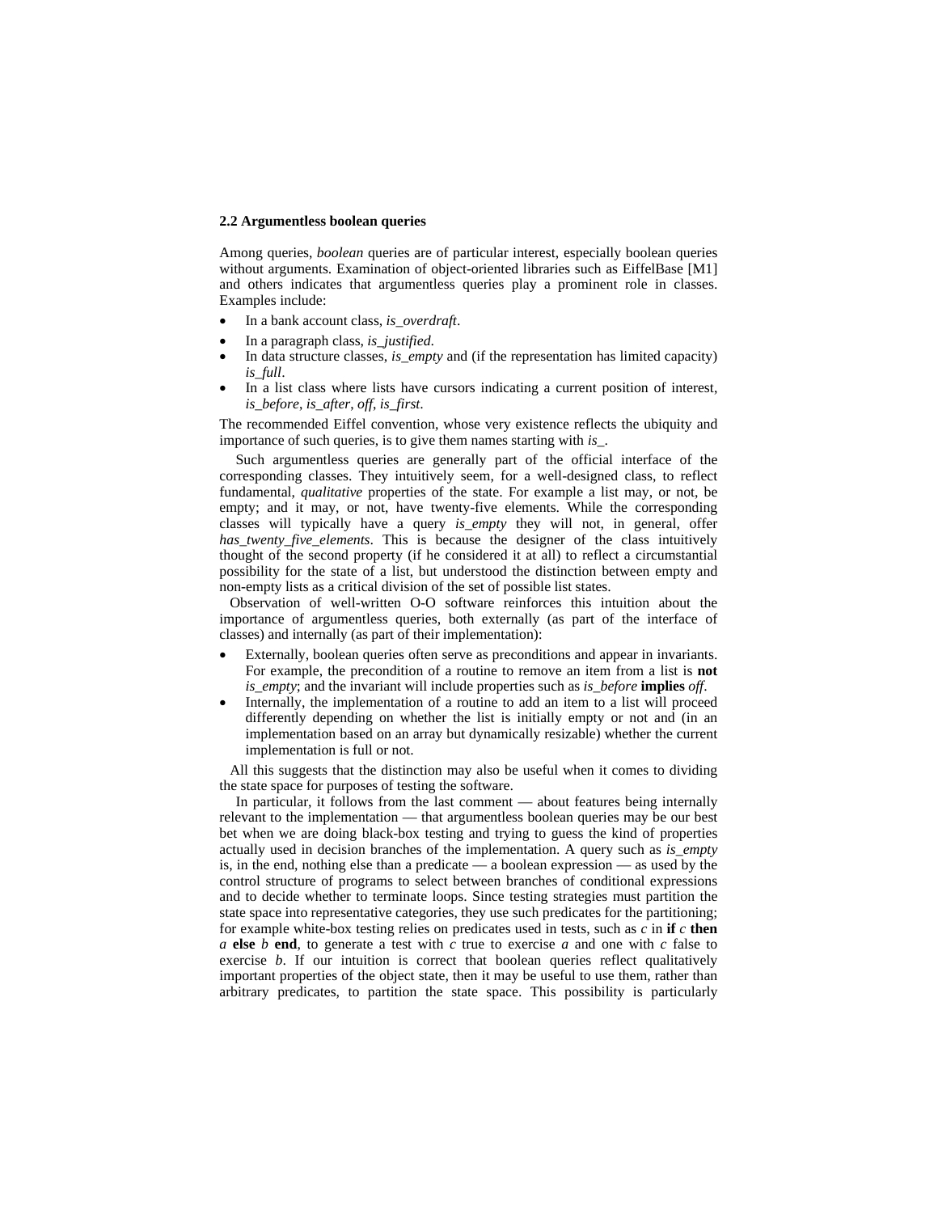### 2.2 Argumentless boolean queries

Among queries, *boolean* queries are of particular interest, especially boolean queries without arguments. Examination of object-oriented libraries such as EiffelBase [M1] and others indicates that argumentless queries play a prominent role in classes. Examples include:

- In a bank account class, *is_overdraft*.
- In a paragraph class, *is_justified*.
- In data structure classes, *is_empty* and (if the representation has limited capacity) *is_full*.
- In a list class where lists have cursors indicating a current position of interest, *is_before*, *is_after*, *off*, *is_first*.

The recommended Eiffel convention, whose very existence reflects the ubiquity and importance of such queries, is to give them names starting with *is_*.

Such argumentless queries are generally part of the official interface of the corresponding classes. They intuitively seem, for a well-designed class, to reflect fundamental, *qualitative* properties of the state. For example a list may, or not, be empty; and it may, or not, have twenty-five elements. While the corresponding classes will typically have a query *is_empty* they will not, in general, offer *has_twenty_five_elements*. This is because the designer of the class intuitively thought of the second property (if he considered it at all) to reflect a circumstantial possibility for the state of a list, but understood the distinction between empty and non-empty lists as a critical division of the set of possible list states.

Observation of well-written O-O software reinforces this intuition about the importance of argumentless queries, both externally (as part of the interface of classes) and internally (as part of their implementation):

- Externally, boolean queries often serve as preconditions and appear in invariants. For example, the precondition of a routine to remove an item from a list is **not** *is_empty*; and the invariant will include properties such as *is_before* **implies** *off*.
- Internally, the implementation of a routine to add an item to a list will proceed differently depending on whether the list is initially empty or not and (in an implementation based on an array but dynamically resizable) whether the current implementation is full or not.

All this suggests that the distinction may also be useful when it comes to dividing the state space for purposes of testing the software.

In particular, it follows from the last comment — about features being internally relevant to the implementation — that argumentless boolean queries may be our best bet when we are doing black-box testing and trying to guess the kind of properties actually used in decision branches of the implementation. A query such as *is_empty* is, in the end, nothing else than a predicate — a boolean expression — as used by the control structure of programs to select between branches of conditional expressions and to decide whether to terminate loops. Since testing strategies must partition the state space into representative categories, they use such predicates for the partitioning; for example white-box testing relies on predicates used in tests, such as *c* in **if** *c* **then** *a* **else** *b* **end**, to generate a test with *c* true to exercise *a* and one with *c* false to exercise *b*. If our intuition is correct that boolean queries reflect qualitatively important properties of the object state, then it may be useful to use them, rather than arbitrary predicates, to partition the state space. This possibility is particularly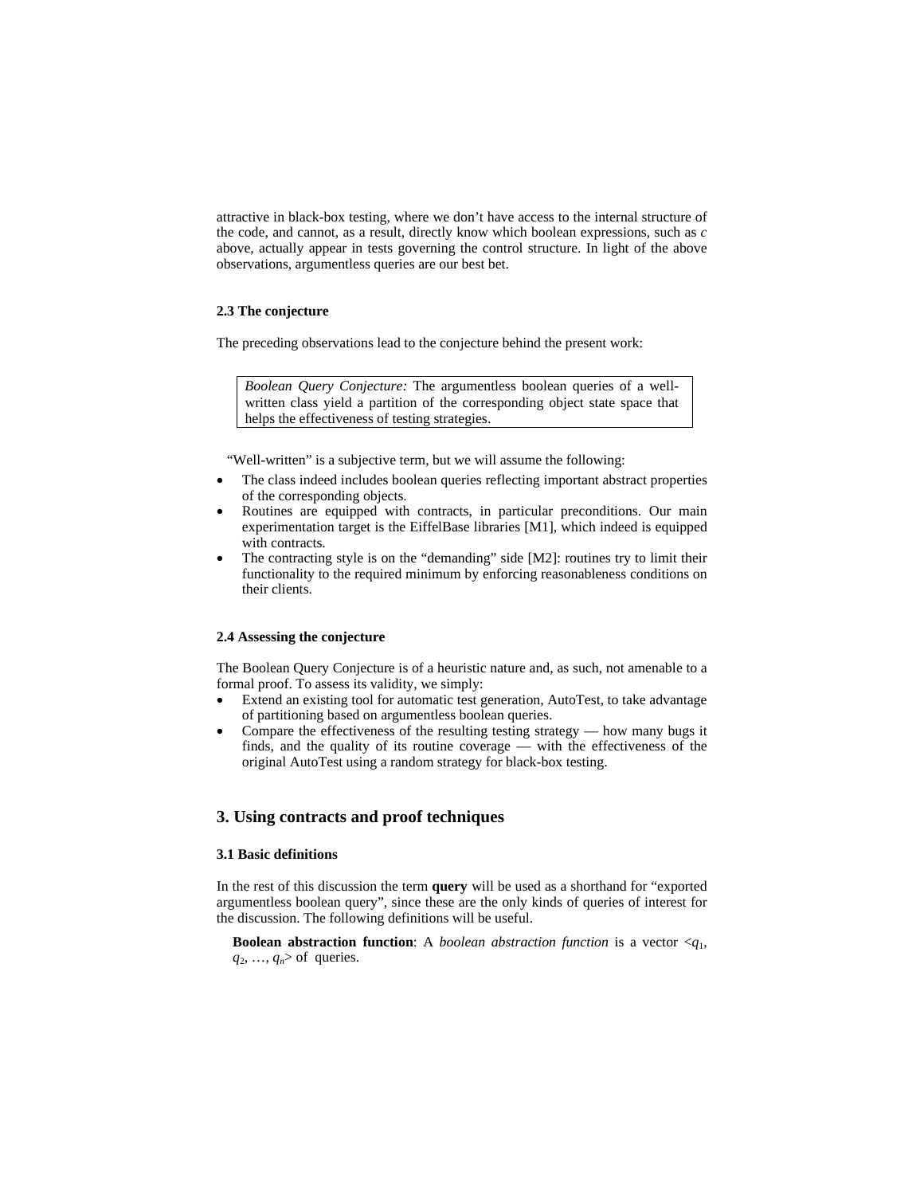attractive in black-box testing, where we don't have access to the internal structure of the code, and cannot, as a result, directly know which boolean expressions, such as *c* above, actually appear in tests governing the control structure. In light of the above observations, argumentless queries are our best bet.

### 2.3 The conjecture

The preceding observations lead to the conjecture behind the present work:

> *Boolean Query Conjecture:* The argumentless boolean queries of a well-written class yield a partition of the corresponding object state space that helps the effectiveness of testing strategies.

"Well-written" is a subjective term, but we will assume the following:

- The class indeed includes boolean queries reflecting important abstract properties of the corresponding objects.
- Routines are equipped with contracts, in particular preconditions. Our main experimentation target is the EiffelBase libraries [M1], which indeed is equipped with contracts.
- The contracting style is on the "demanding" side [M2]: routines try to limit their functionality to the required minimum by enforcing reasonableness conditions on their clients.

### 2.4 Assessing the conjecture

The Boolean Query Conjecture is of a heuristic nature and, as such, not amenable to a formal proof. To assess its validity, we simply:

- Extend an existing tool for automatic test generation, AutoTest, to take advantage of partitioning based on argumentless boolean queries.
- Compare the effectiveness of the resulting testing strategy — how many bugs it finds, and the quality of its routine coverage — with the effectiveness of the original AutoTest using a random strategy for black-box testing.

## 3. Using contracts and proof techniques

### 3.1 Basic definitions

In the rest of this discussion the term **query** will be used as a shorthand for "exported argumentless boolean query", since these are the only kinds of queries of interest for the discussion. The following definitions will be useful.

**Boolean abstraction function**: A *boolean abstraction function* is a vector $<q_1, q_2, \ldots, q_n>$ of queries.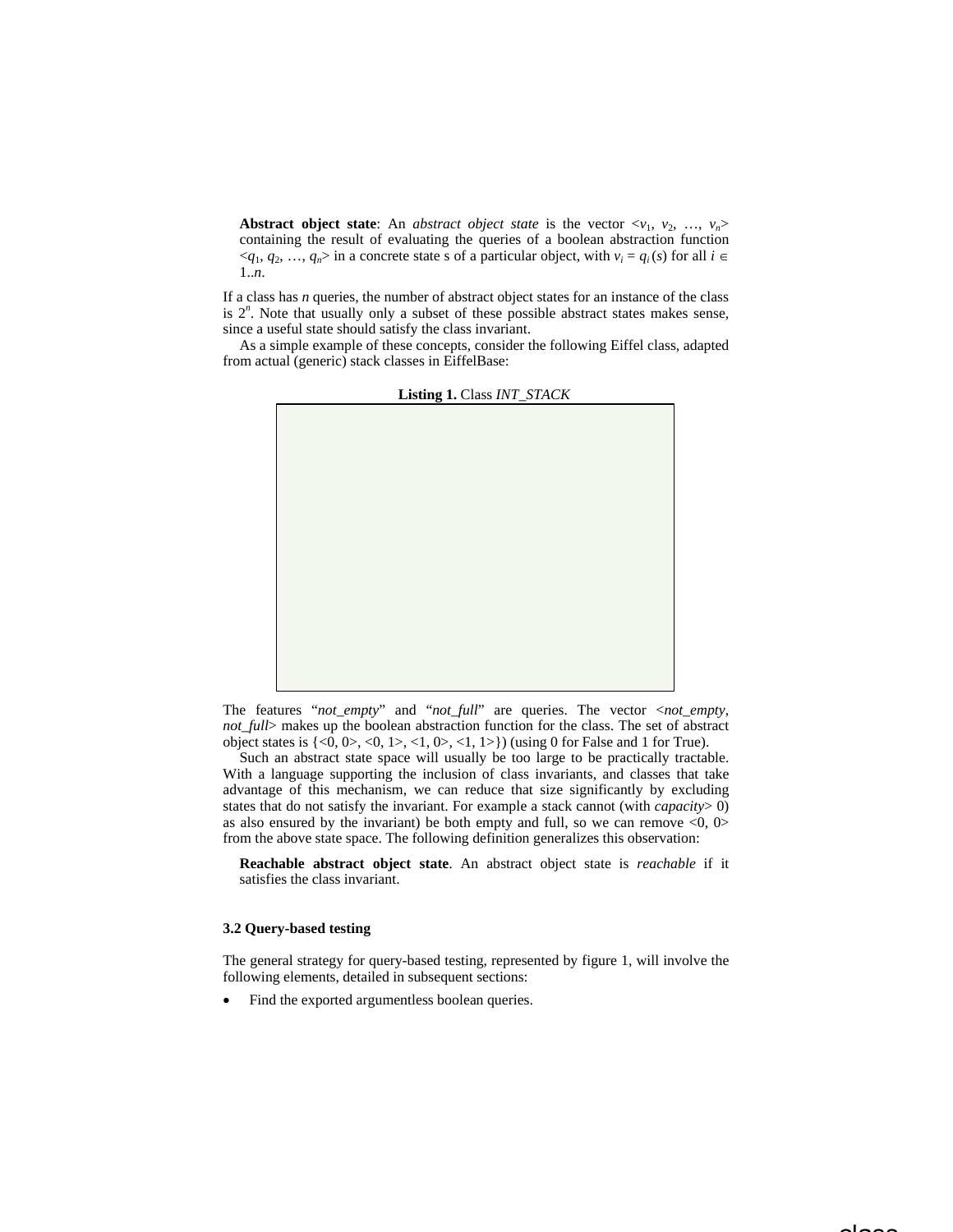**Abstract object state**: An *abstract object state* is the vector $<v_1, v_2, \ldots, v_n>$ containing the result of evaluating the queries of a boolean abstraction function $<q_1, q_2, \ldots, q_n>$ in a concrete state s of a particular object, with $v_i = q_i(s)$ for all $i \in 1..n$.

If a class has *n* queries, the number of abstract object states for an instance of the class is $2^n$. Note that usually only a subset of these possible abstract states makes sense, since a useful state should satisfy the class invariant.

As a simple example of these concepts, consider the following Eiffel class, adapted from actual (generic) stack classes in EiffelBase:

**Listing 1.** Class *INT_STACK*

The features "*not_empty*" and "*not_full*" are queries. The vector <*not_empty*, *not_full*> makes up the boolean abstraction function for the class. The set of abstract object states is {<0, 0>, <0, 1>, <1, 0>, <1, 1>} (using 0 for False and 1 for True).

Such an abstract state space will usually be too large to be practically tractable. With a language supporting the inclusion of class invariants, and classes that take advantage of this mechanism, we can reduce that size significantly by excluding states that do not satisfy the invariant. For example a stack cannot (with *capacity*> 0) as also ensured by the invariant) be both empty and full, so we can remove <0, 0> from the above state space. The following definition generalizes this observation:

**Reachable abstract object state**. An abstract object state is *reachable* if it satisfies the class invariant.

### 3.2 Query-based testing

The general strategy for query-based testing, represented by figure 1, will involve the following elements, detailed in subsequent sections:

- Find the exported argumentless boolean queries.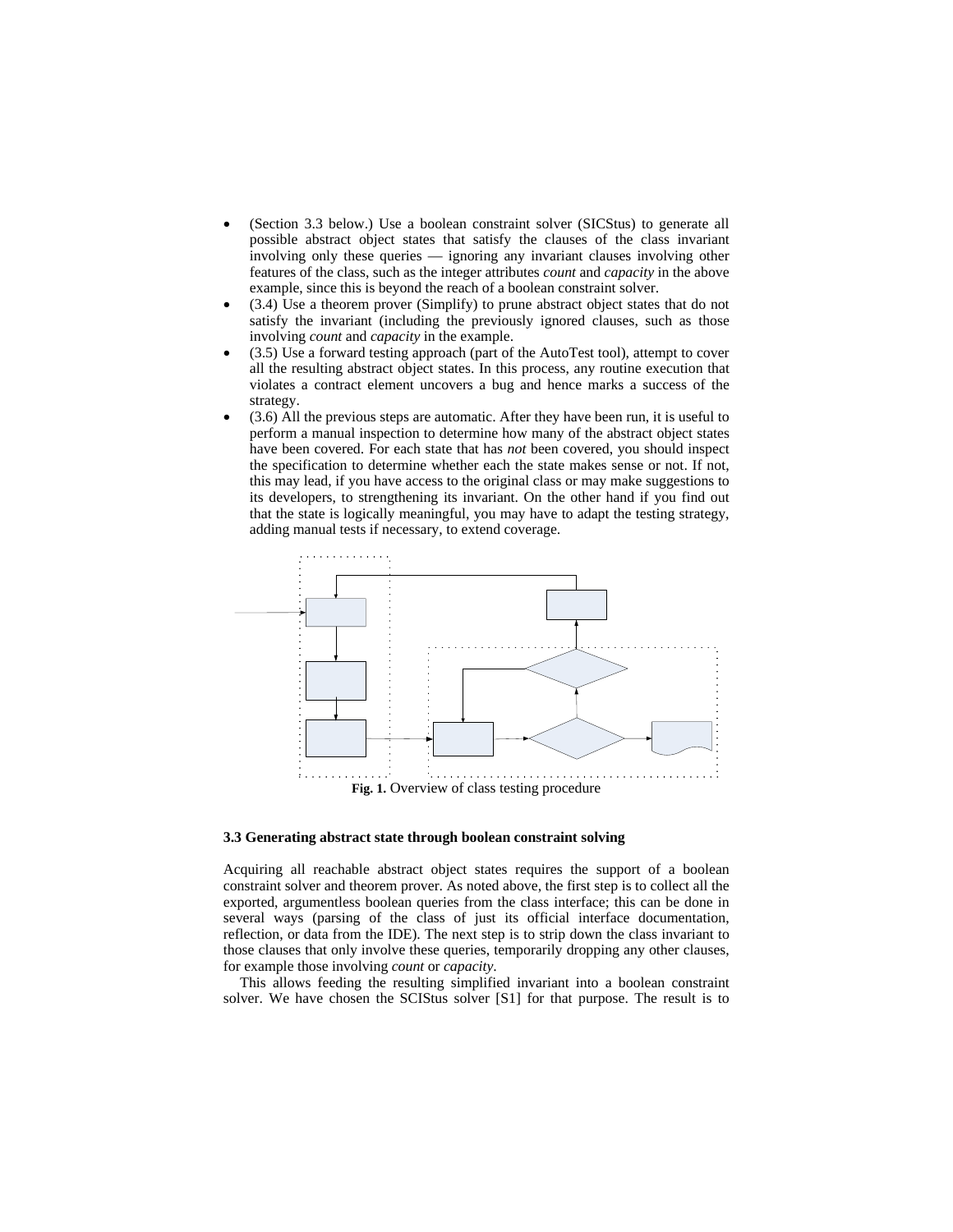- (Section 3.3 below.) Use a boolean constraint solver (SICStus) to generate all possible abstract object states that satisfy the clauses of the class invariant involving only these queries — ignoring any invariant clauses involving other features of the class, such as the integer attributes *count* and *capacity* in the above example, since this is beyond the reach of a boolean constraint solver.
- (3.4) Use a theorem prover (Simplify) to prune abstract object states that do not satisfy the invariant (including the previously ignored clauses, such as those involving *count* and *capacity* in the example.
- (3.5) Use a forward testing approach (part of the AutoTest tool), attempt to cover all the resulting abstract object states. In this process, any routine execution that violates a contract element uncovers a bug and hence marks a success of the strategy.
- (3.6) All the previous steps are automatic. After they have been run, it is useful to perform a manual inspection to determine how many of the abstract object states have been covered. For each state that has *not* been covered, you should inspect the specification to determine whether each the state makes sense or not. If not, this may lead, if you have access to the original class or may make suggestions to its developers, to strengthening its invariant. On the other hand if you find out that the state is logically meaningful, you may have to adapt the testing strategy, adding manual tests if necessary, to extend coverage.

**Fig. 1.** Overview of class testing procedure

### 3.3 Generating abstract state through boolean constraint solving

Acquiring all reachable abstract object states requires the support of a boolean constraint solver and theorem prover. As noted above, the first step is to collect all the exported, argumentless boolean queries from the class interface; this can be done in several ways (parsing of the class of just its official interface documentation, reflection, or data from the IDE). The next step is to strip down the class invariant to those clauses that only involve these queries, temporarily dropping any other clauses, for example those involving *count* or *capacity*.

This allows feeding the resulting simplified invariant into a boolean constraint solver. We have chosen the SCIStus solver [S1] for that purpose. The result is to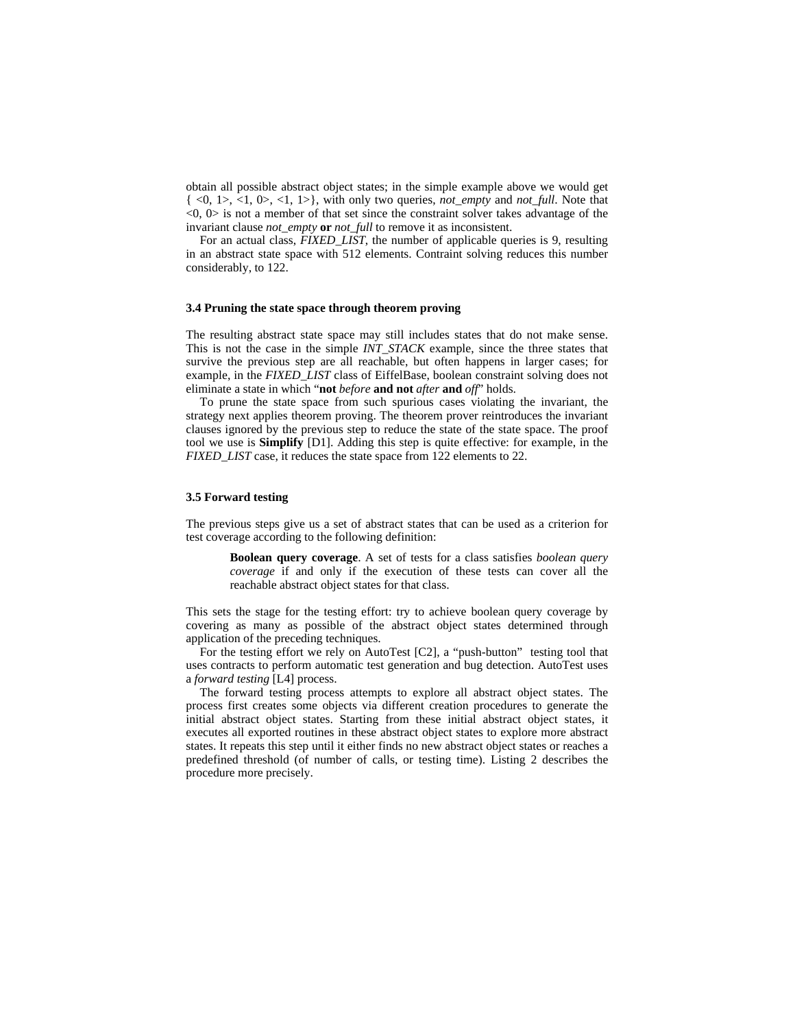obtain all possible abstract object states; in the simple example above we would get { <0, 1>, <1, 0>, <1, 1>}, with only two queries, *not_empty* and *not_full*. Note that <0, 0> is not a member of that set since the constraint solver takes advantage of the invariant clause *not_empty* **or** *not_full* to remove it as inconsistent.

For an actual class, *FIXED_LIST*, the number of applicable queries is 9, resulting in an abstract state space with 512 elements. Contraint solving reduces this number considerably, to 122.

### 3.4 Pruning the state space through theorem proving

The resulting abstract state space may still includes states that do not make sense. This is not the case in the simple *INT_STACK* example, since the three states that survive the previous step are all reachable, but often happens in larger cases; for example, in the *FIXED_LIST* class of EiffelBase, boolean constraint solving does not eliminate a state in which "**not** *before* **and not** *after* **and** *off*" holds.

To prune the state space from such spurious cases violating the invariant, the strategy next applies theorem proving. The theorem prover reintroduces the invariant clauses ignored by the previous step to reduce the state of the state space. The proof tool we use is **Simplify** [D1]. Adding this step is quite effective: for example, in the *FIXED_LIST* case, it reduces the state space from 122 elements to 22.

### 3.5 Forward testing

The previous steps give us a set of abstract states that can be used as a criterion for test coverage according to the following definition:

> **Boolean query coverage**. A set of tests for a class satisfies *boolean query coverage* if and only if the execution of these tests can cover all the reachable abstract object states for that class.

This sets the stage for the testing effort: try to achieve boolean query coverage by covering as many as possible of the abstract object states determined through application of the preceding techniques.

For the testing effort we rely on AutoTest [C2], a "push-button" testing tool that uses contracts to perform automatic test generation and bug detection. AutoTest uses a *forward testing* [L4] process.

The forward testing process attempts to explore all abstract object states. The process first creates some objects via different creation procedures to generate the initial abstract object states. Starting from these initial abstract object states, it executes all exported routines in these abstract object states to explore more abstract states. It repeats this step until it either finds no new abstract object states or reaches a predefined threshold (of number of calls, or testing time). Listing 2 describes the procedure more precisely.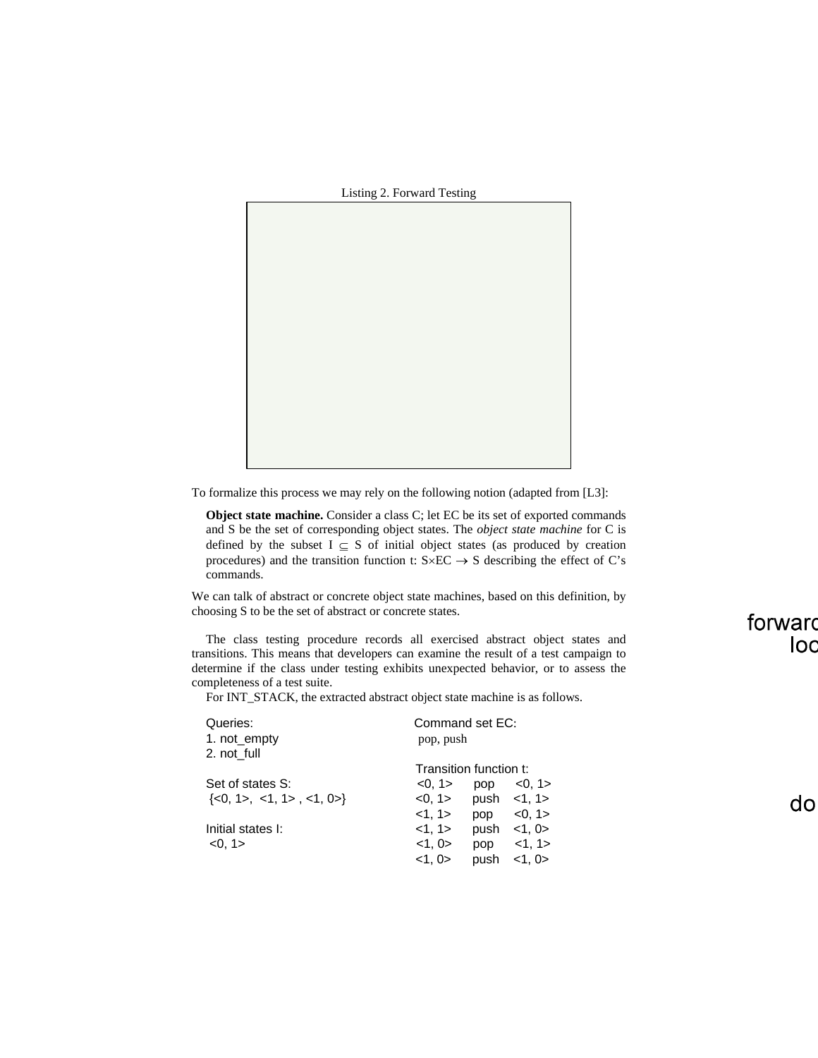Listing 2. Forward Testing

To formalize this process we may rely on the following notion (adapted from [L3]:

> **Object state machine.** Consider a class C; let EC be its set of exported commands and S be the set of corresponding object states. The *object state machine* for C is defined by the subset I ⊆ S of initial object states (as produced by creation procedures) and the transition function t: S×EC → S describing the effect of C's commands.

We can talk of abstract or concrete object state machines, based on this definition, by choosing S to be the set of abstract or concrete states.

The class testing procedure records all exercised abstract object states and transitions. This means that developers can examine the result of a test campaign to determine if the class under testing exhibits unexpected behavior, or to assess the completeness of a test suite.

For INT_STACK, the extracted abstract object state machine is as follows.

Queries:
1. not_empty
2. not_full

Set of states S:
{<0, 1>, <1, 1> , <1, 0>}

Initial states I:
<0, 1>

Command set EC:
pop, push

Transition function t:

| | | |
|---|---|---|
| <0, 1> | pop | <0, 1> |
| <0, 1> | push | <1, 1> |
| <1, 1> | pop | <0, 1> |
| <1, 1> | push | <1, 0> |
| <1, 0> | pop | <1, 1> |
| <1, 0> | push | <1, 0> |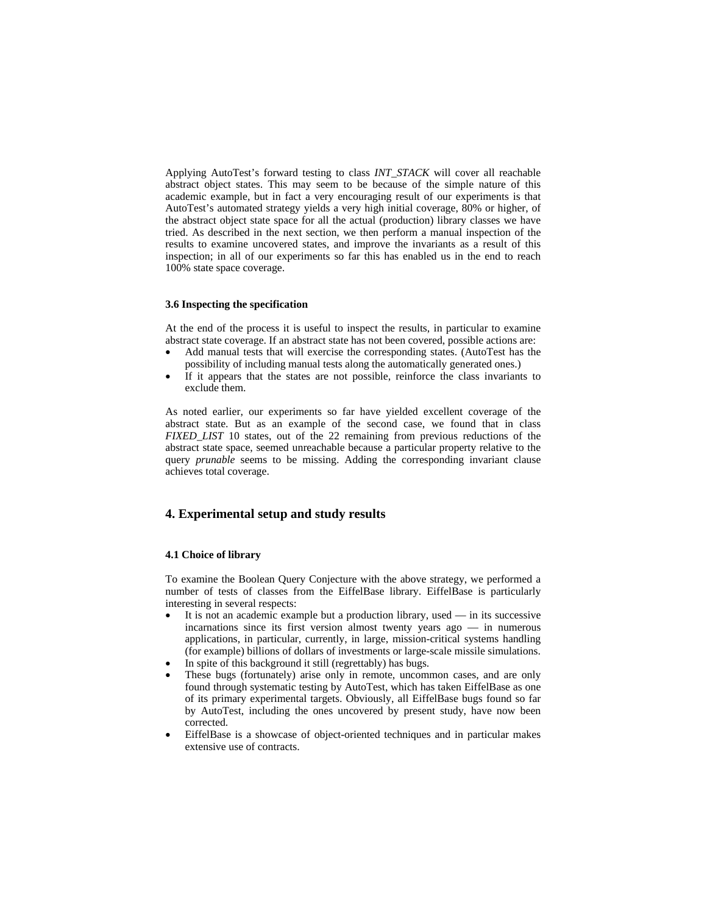Applying AutoTest's forward testing to class *INT_STACK* will cover all reachable abstract object states. This may seem to be because of the simple nature of this academic example, but in fact a very encouraging result of our experiments is that AutoTest's automated strategy yields a very high initial coverage, 80% or higher, of the abstract object state space for all the actual (production) library classes we have tried. As described in the next section, we then perform a manual inspection of the results to examine uncovered states, and improve the invariants as a result of this inspection; in all of our experiments so far this has enabled us in the end to reach 100% state space coverage.

### 3.6 Inspecting the specification

At the end of the process it is useful to inspect the results, in particular to examine abstract state coverage. If an abstract state has not been covered, possible actions are:

- Add manual tests that will exercise the corresponding states. (AutoTest has the possibility of including manual tests along the automatically generated ones.)
- If it appears that the states are not possible, reinforce the class invariants to exclude them.

As noted earlier, our experiments so far have yielded excellent coverage of the abstract state. But as an example of the second case, we found that in class *FIXED_LIST* 10 states, out of the 22 remaining from previous reductions of the abstract state space, seemed unreachable because a particular property relative to the query *prunable* seems to be missing. Adding the corresponding invariant clause achieves total coverage.

## 4. Experimental setup and study results

### 4.1 Choice of library

To examine the Boolean Query Conjecture with the above strategy, we performed a number of tests of classes from the EiffelBase library. EiffelBase is particularly interesting in several respects:

- It is not an academic example but a production library, used — in its successive incarnations since its first version almost twenty years ago — in numerous applications, in particular, currently, in large, mission-critical systems handling (for example) billions of dollars of investments or large-scale missile simulations.
- In spite of this background it still (regrettably) has bugs.
- These bugs (fortunately) arise only in remote, uncommon cases, and are only found through systematic testing by AutoTest, which has taken EiffelBase as one of its primary experimental targets. Obviously, all EiffelBase bugs found so far by AutoTest, including the ones uncovered by present study, have now been corrected.
- EiffelBase is a showcase of object-oriented techniques and in particular makes extensive use of contracts.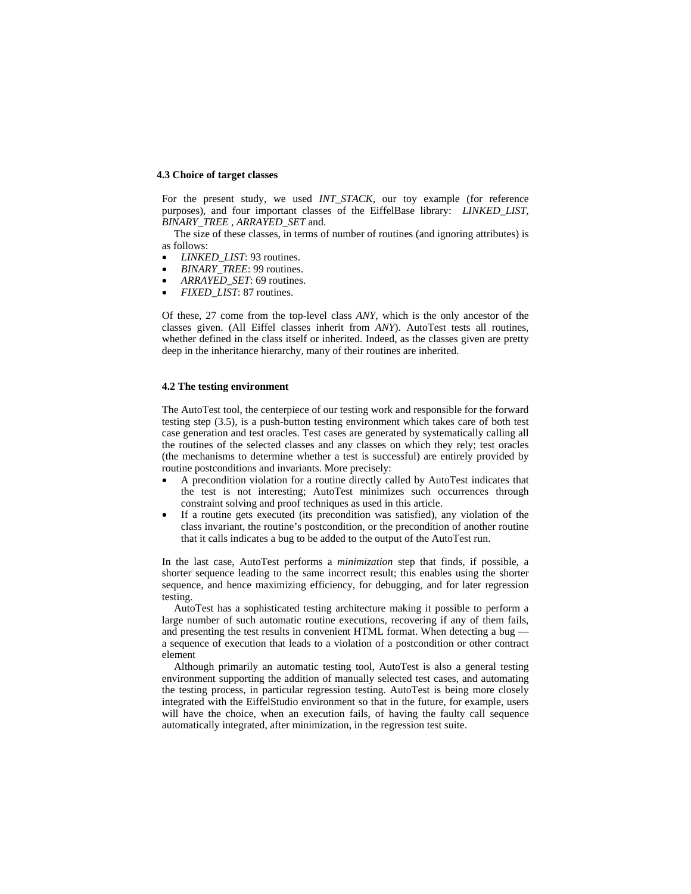### 4.3 Choice of target classes

For the present study, we used *INT_STACK*, our toy example (for reference purposes), and four important classes of the EiffelBase library: *LINKED_LIST*, *BINARY_TREE* , *ARRAYED_SET* and.

The size of these classes, in terms of number of routines (and ignoring attributes) is as follows:

- *LINKED_LIST*: 93 routines.
- *BINARY_TREE*: 99 routines.
- *ARRAYED_SET*: 69 routines.
- *FIXED_LIST*: 87 routines.

Of these, 27 come from the top-level class *ANY*, which is the only ancestor of the classes given. (All Eiffel classes inherit from *ANY*). AutoTest tests all routines, whether defined in the class itself or inherited. Indeed, as the classes given are pretty deep in the inheritance hierarchy, many of their routines are inherited.

### 4.2 The testing environment

The AutoTest tool, the centerpiece of our testing work and responsible for the forward testing step (3.5), is a push-button testing environment which takes care of both test case generation and test oracles. Test cases are generated by systematically calling all the routines of the selected classes and any classes on which they rely; test oracles (the mechanisms to determine whether a test is successful) are entirely provided by routine postconditions and invariants. More precisely:

- A precondition violation for a routine directly called by AutoTest indicates that the test is not interesting; AutoTest minimizes such occurrences through constraint solving and proof techniques as used in this article.
- If a routine gets executed (its precondition was satisfied), any violation of the class invariant, the routine's postcondition, or the precondition of another routine that it calls indicates a bug to be added to the output of the AutoTest run.

In the last case, AutoTest performs a *minimization* step that finds, if possible, a shorter sequence leading to the same incorrect result; this enables using the shorter sequence, and hence maximizing efficiency, for debugging, and for later regression testing.

AutoTest has a sophisticated testing architecture making it possible to perform a large number of such automatic routine executions, recovering if any of them fails, and presenting the test results in convenient HTML format. When detecting a bug — a sequence of execution that leads to a violation of a postcondition or other contract element

Although primarily an automatic testing tool, AutoTest is also a general testing environment supporting the addition of manually selected test cases, and automating the testing process, in particular regression testing. AutoTest is being more closely integrated with the EiffelStudio environment so that in the future, for example, users will have the choice, when an execution fails, of having the faulty call sequence automatically integrated, after minimization, in the regression test suite.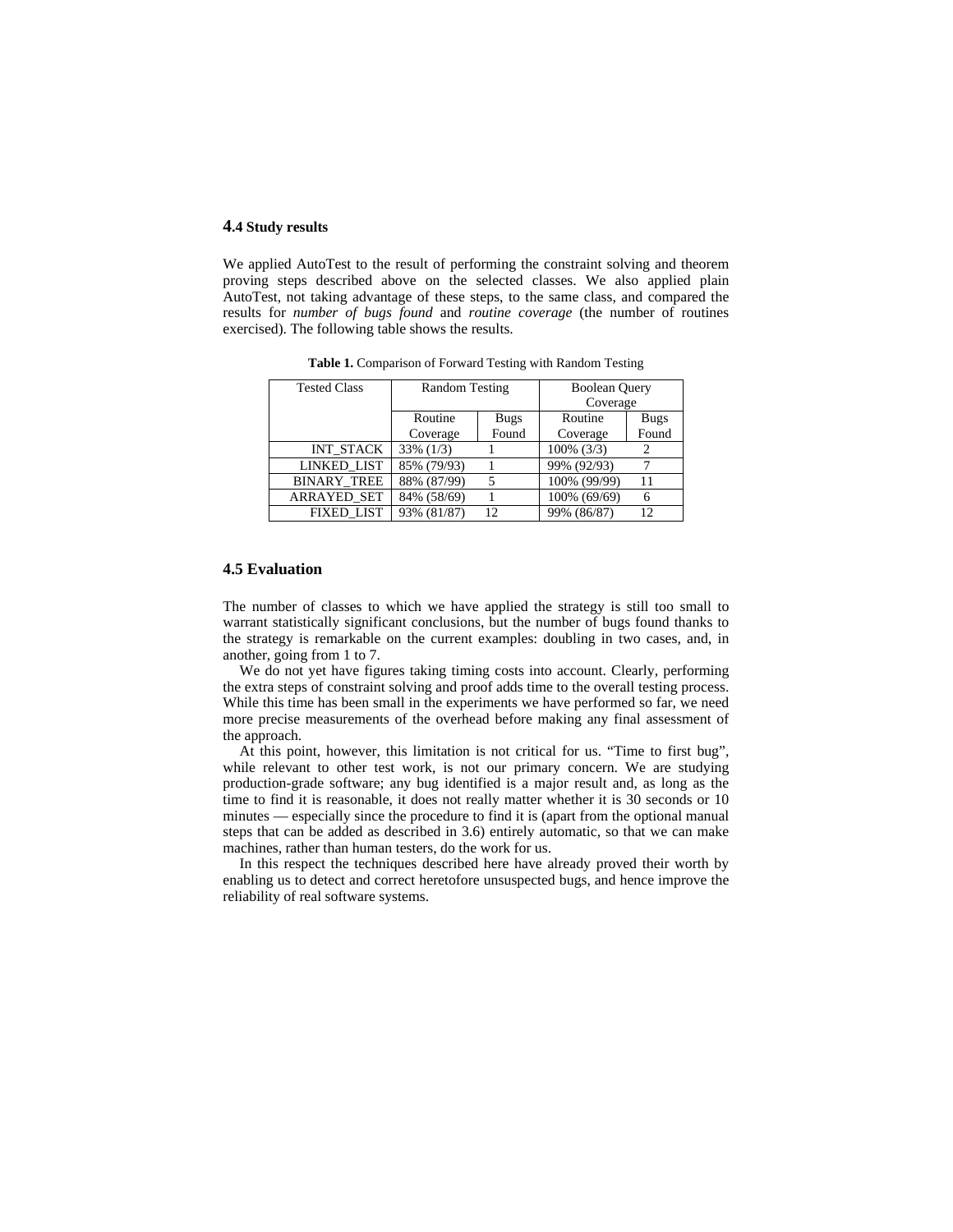### 4.4 Study results

We applied AutoTest to the result of performing the constraint solving and theorem proving steps described above on the selected classes. We also applied plain AutoTest, not taking advantage of these steps, to the same class, and compared the results for *number of bugs found* and *routine coverage* (the number of routines exercised). The following table shows the results.

**Table 1.** Comparison of Forward Testing with Random Testing

| Tested Class | Random Testing | | Boolean Query Coverage | |
|---|---|---|---|---|
| | Routine Coverage | Bugs Found | Routine Coverage | Bugs Found |
| INT_STACK | 33% (1/3) | 1 | 100% (3/3) | 2 |
| LINKED_LIST | 85% (79/93) | 1 | 99% (92/93) | 7 |
| BINARY_TREE | 88% (87/99) | 5 | 100% (99/99) | 11 |
| ARRAYED_SET | 84% (58/69) | 1 | 100% (69/69) | 6 |
| FIXED_LIST | 93% (81/87) | 12 | 99% (86/87) | 12 |

### 4.5 Evaluation

The number of classes to which we have applied the strategy is still too small to warrant statistically significant conclusions, but the number of bugs found thanks to the strategy is remarkable on the current examples: doubling in two cases, and, in another, going from 1 to 7.

We do not yet have figures taking timing costs into account. Clearly, performing the extra steps of constraint solving and proof adds time to the overall testing process. While this time has been small in the experiments we have performed so far, we need more precise measurements of the overhead before making any final assessment of the approach.

At this point, however, this limitation is not critical for us. "Time to first bug", while relevant to other test work, is not our primary concern. We are studying production-grade software; any bug identified is a major result and, as long as the time to find it is reasonable, it does not really matter whether it is 30 seconds or 10 minutes — especially since the procedure to find it is (apart from the optional manual steps that can be added as described in 3.6) entirely automatic, so that we can make machines, rather than human testers, do the work for us.

In this respect the techniques described here have already proved their worth by enabling us to detect and correct heretofore unsuspected bugs, and hence improve the reliability of real software systems.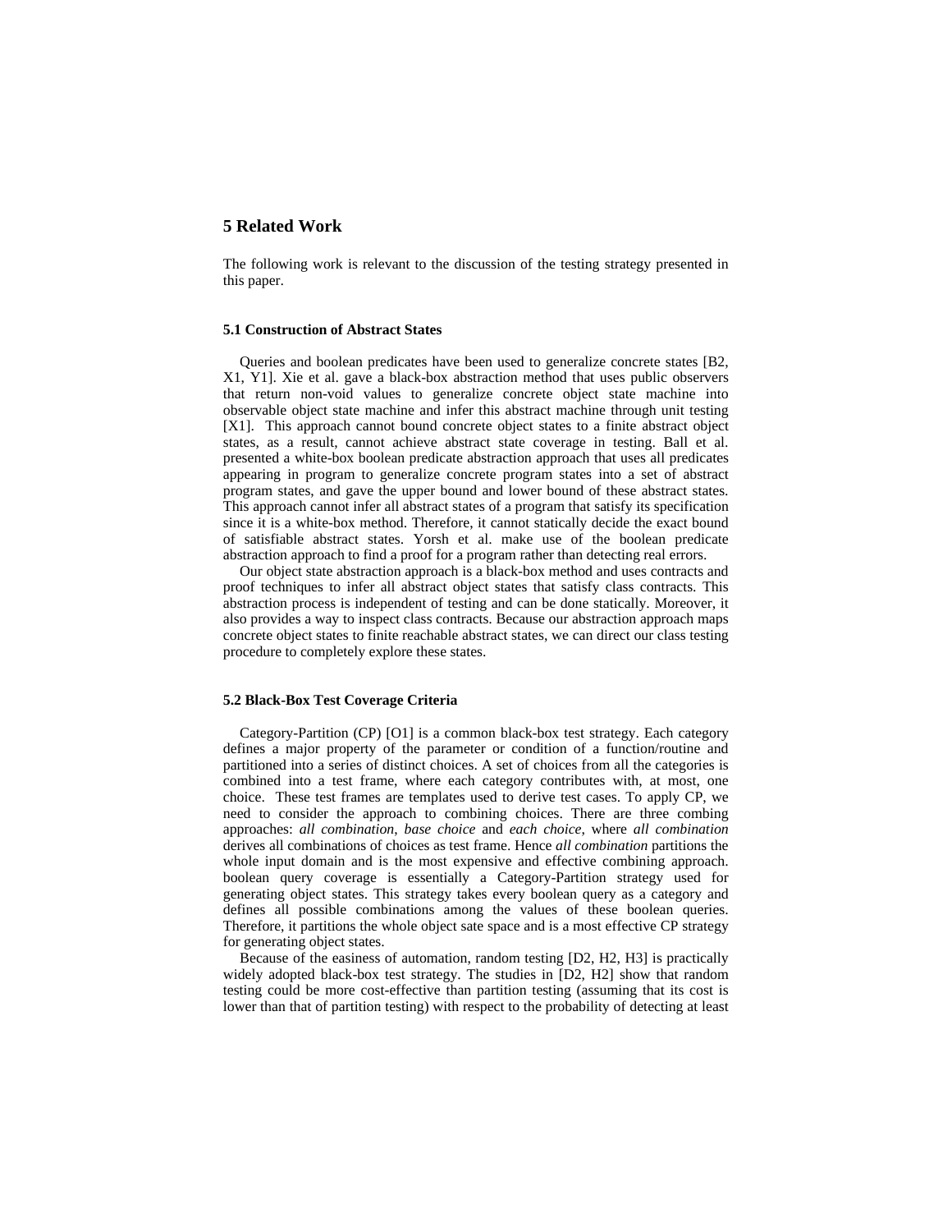## 5 Related Work

The following work is relevant to the discussion of the testing strategy presented in this paper.

### 5.1 Construction of Abstract States

Queries and boolean predicates have been used to generalize concrete states [B2, X1, Y1]. Xie et al. gave a black-box abstraction method that uses public observers that return non-void values to generalize concrete object state machine into observable object state machine and infer this abstract machine through unit testing [X1]. This approach cannot bound concrete object states to a finite abstract object states, as a result, cannot achieve abstract state coverage in testing. Ball et al. presented a white-box boolean predicate abstraction approach that uses all predicates appearing in program to generalize concrete program states into a set of abstract program states, and gave the upper bound and lower bound of these abstract states. This approach cannot infer all abstract states of a program that satisfy its specification since it is a white-box method. Therefore, it cannot statically decide the exact bound of satisfiable abstract states. Yorsh et al. make use of the boolean predicate abstraction approach to find a proof for a program rather than detecting real errors.

Our object state abstraction approach is a black-box method and uses contracts and proof techniques to infer all abstract object states that satisfy class contracts. This abstraction process is independent of testing and can be done statically. Moreover, it also provides a way to inspect class contracts. Because our abstraction approach maps concrete object states to finite reachable abstract states, we can direct our class testing procedure to completely explore these states.

### 5.2 Black-Box Test Coverage Criteria

Category-Partition (CP) [O1] is a common black-box test strategy. Each category defines a major property of the parameter or condition of a function/routine and partitioned into a series of distinct choices. A set of choices from all the categories is combined into a test frame, where each category contributes with, at most, one choice. These test frames are templates used to derive test cases. To apply CP, we need to consider the approach to combining choices. There are three combing approaches: *all combination*, *base choice* and *each choice*, where *all combination* derives all combinations of choices as test frame. Hence *all combination* partitions the whole input domain and is the most expensive and effective combining approach. boolean query coverage is essentially a Category-Partition strategy used for generating object states. This strategy takes every boolean query as a category and defines all possible combinations among the values of these boolean queries. Therefore, it partitions the whole object sate space and is a most effective CP strategy for generating object states.

Because of the easiness of automation, random testing [D2, H2, H3] is practically widely adopted black-box test strategy. The studies in [D2, H2] show that random testing could be more cost-effective than partition testing (assuming that its cost is lower than that of partition testing) with respect to the probability of detecting at least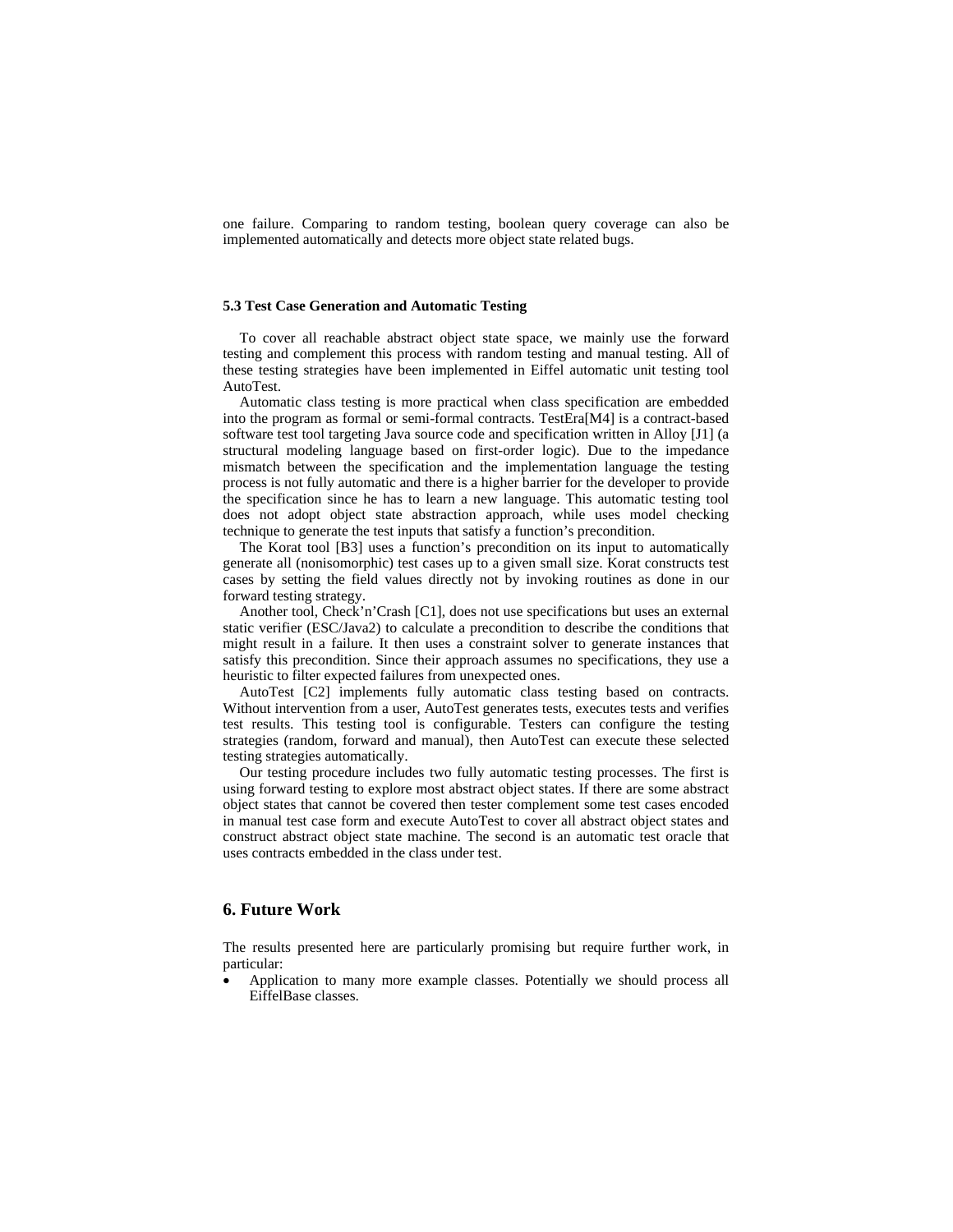one failure. Comparing to random testing, boolean query coverage can also be implemented automatically and detects more object state related bugs.

### 5.3 Test Case Generation and Automatic Testing

To cover all reachable abstract object state space, we mainly use the forward testing and complement this process with random testing and manual testing. All of these testing strategies have been implemented in Eiffel automatic unit testing tool AutoTest.

Automatic class testing is more practical when class specification are embedded into the program as formal or semi-formal contracts. TestEra[M4] is a contract-based software test tool targeting Java source code and specification written in Alloy [J1] (a structural modeling language based on first-order logic). Due to the impedance mismatch between the specification and the implementation language the testing process is not fully automatic and there is a higher barrier for the developer to provide the specification since he has to learn a new language. This automatic testing tool does not adopt object state abstraction approach, while uses model checking technique to generate the test inputs that satisfy a function's precondition.

The Korat tool [B3] uses a function's precondition on its input to automatically generate all (nonisomorphic) test cases up to a given small size. Korat constructs test cases by setting the field values directly not by invoking routines as done in our forward testing strategy.

Another tool, Check'n'Crash [C1], does not use specifications but uses an external static verifier (ESC/Java2) to calculate a precondition to describe the conditions that might result in a failure. It then uses a constraint solver to generate instances that satisfy this precondition. Since their approach assumes no specifications, they use a heuristic to filter expected failures from unexpected ones.

AutoTest [C2] implements fully automatic class testing based on contracts. Without intervention from a user, AutoTest generates tests, executes tests and verifies test results. This testing tool is configurable. Testers can configure the testing strategies (random, forward and manual), then AutoTest can execute these selected testing strategies automatically.

Our testing procedure includes two fully automatic testing processes. The first is using forward testing to explore most abstract object states. If there are some abstract object states that cannot be covered then tester complement some test cases encoded in manual test case form and execute AutoTest to cover all abstract object states and construct abstract object state machine. The second is an automatic test oracle that uses contracts embedded in the class under test.

## 6. Future Work

The results presented here are particularly promising but require further work, in particular:

- Application to many more example classes. Potentially we should process all EiffelBase classes.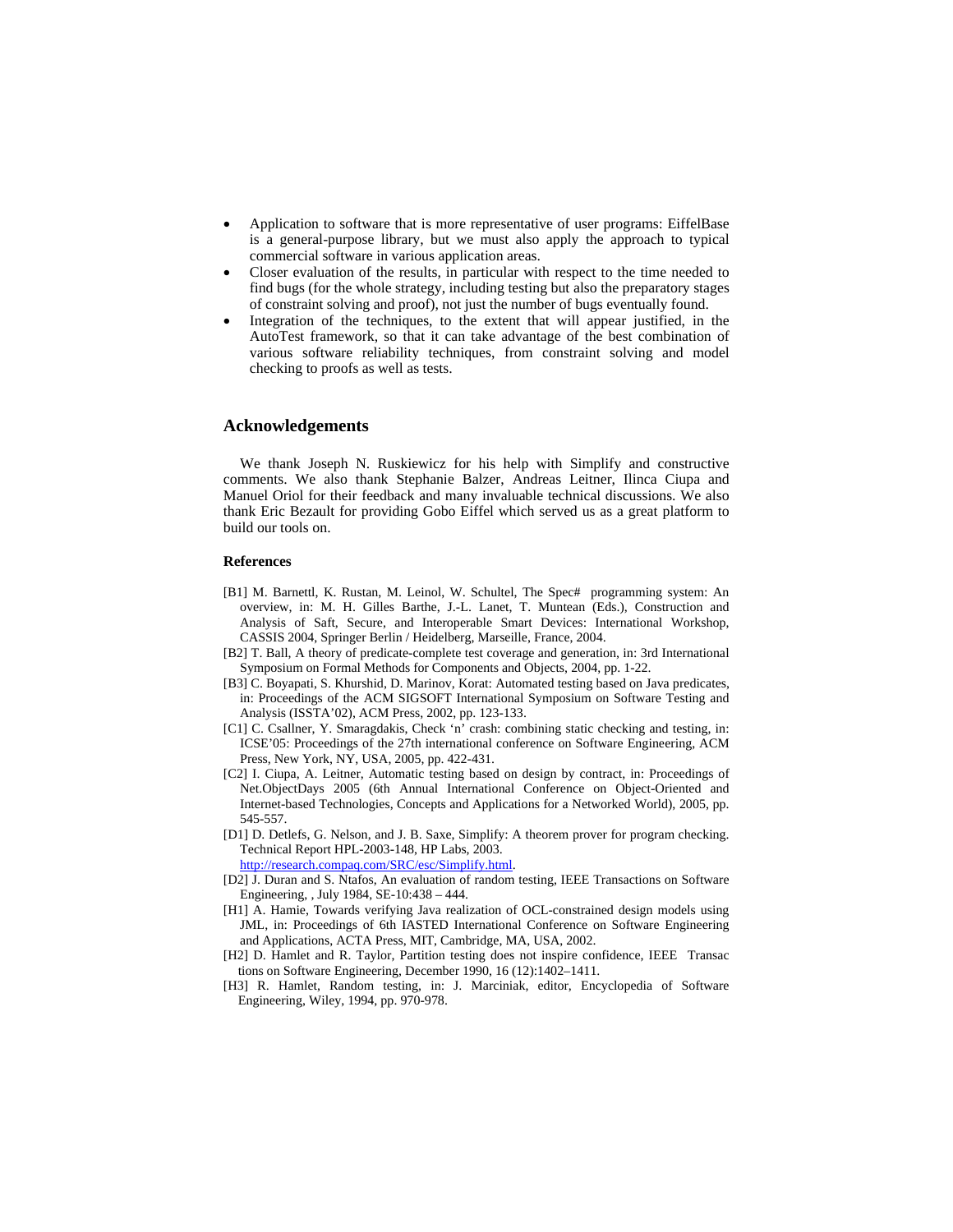- Application to software that is more representative of user programs: EiffelBase is a general-purpose library, but we must also apply the approach to typical commercial software in various application areas.
- Closer evaluation of the results, in particular with respect to the time needed to find bugs (for the whole strategy, including testing but also the preparatory stages of constraint solving and proof), not just the number of bugs eventually found.
- Integration of the techniques, to the extent that will appear justified, in the AutoTest framework, so that it can take advantage of the best combination of various software reliability techniques, from constraint solving and model checking to proofs as well as tests.

## Acknowledgements

We thank Joseph N. Ruskiewicz for his help with Simplify and constructive comments. We also thank Stephanie Balzer, Andreas Leitner, Ilinca Ciupa and Manuel Oriol for their feedback and many invaluable technical discussions. We also thank Eric Bezault for providing Gobo Eiffel which served us as a great platform to build our tools on.

**References**

[B1] M. Barnettl, K. Rustan, M. Leinol, W. Schultel, The Spec# programming system: An overview, in: M. H. Gilles Barthe, J.-L. Lanet, T. Muntean (Eds.), Construction and Analysis of Saft, Secure, and Interoperable Smart Devices: International Workshop, CASSIS 2004, Springer Berlin / Heidelberg, Marseille, France, 2004.

[B2] T. Ball, A theory of predicate-complete test coverage and generation, in: 3rd International Symposium on Formal Methods for Components and Objects, 2004, pp. 1-22.

[B3] C. Boyapati, S. Khurshid, D. Marinov, Korat: Automated testing based on Java predicates, in: Proceedings of the ACM SIGSOFT International Symposium on Software Testing and Analysis (ISSTA'02), ACM Press, 2002, pp. 123-133.

[C1] C. Csallner, Y. Smaragdakis, Check 'n' crash: combining static checking and testing, in: ICSE'05: Proceedings of the 27th international conference on Software Engineering, ACM Press, New York, NY, USA, 2005, pp. 422-431.

[C2] I. Ciupa, A. Leitner, Automatic testing based on design by contract, in: Proceedings of Net.ObjectDays 2005 (6th Annual International Conference on Object-Oriented and Internet-based Technologies, Concepts and Applications for a Networked World), 2005, pp. 545-557.

[D1] D. Detlefs, G. Nelson, and J. B. Saxe, Simplify: A theorem prover for program checking. Technical Report HPL-2003-148, HP Labs, 2003. http://research.compaq.com/SRC/esc/Simplify.html.

[D2] J. Duran and S. Ntafos, An evaluation of random testing, IEEE Transactions on Software Engineering, , July 1984, SE-10:438 – 444.

[H1] A. Hamie, Towards verifying Java realization of OCL-constrained design models using JML, in: Proceedings of 6th IASTED International Conference on Software Engineering and Applications, ACTA Press, MIT, Cambridge, MA, USA, 2002.

[H2] D. Hamlet and R. Taylor, Partition testing does not inspire confidence, IEEE Transac tions on Software Engineering, December 1990, 16 (12):1402–1411.

[H3] R. Hamlet, Random testing, in: J. Marciniak, editor, Encyclopedia of Software Engineering, Wiley, 1994, pp. 970-978.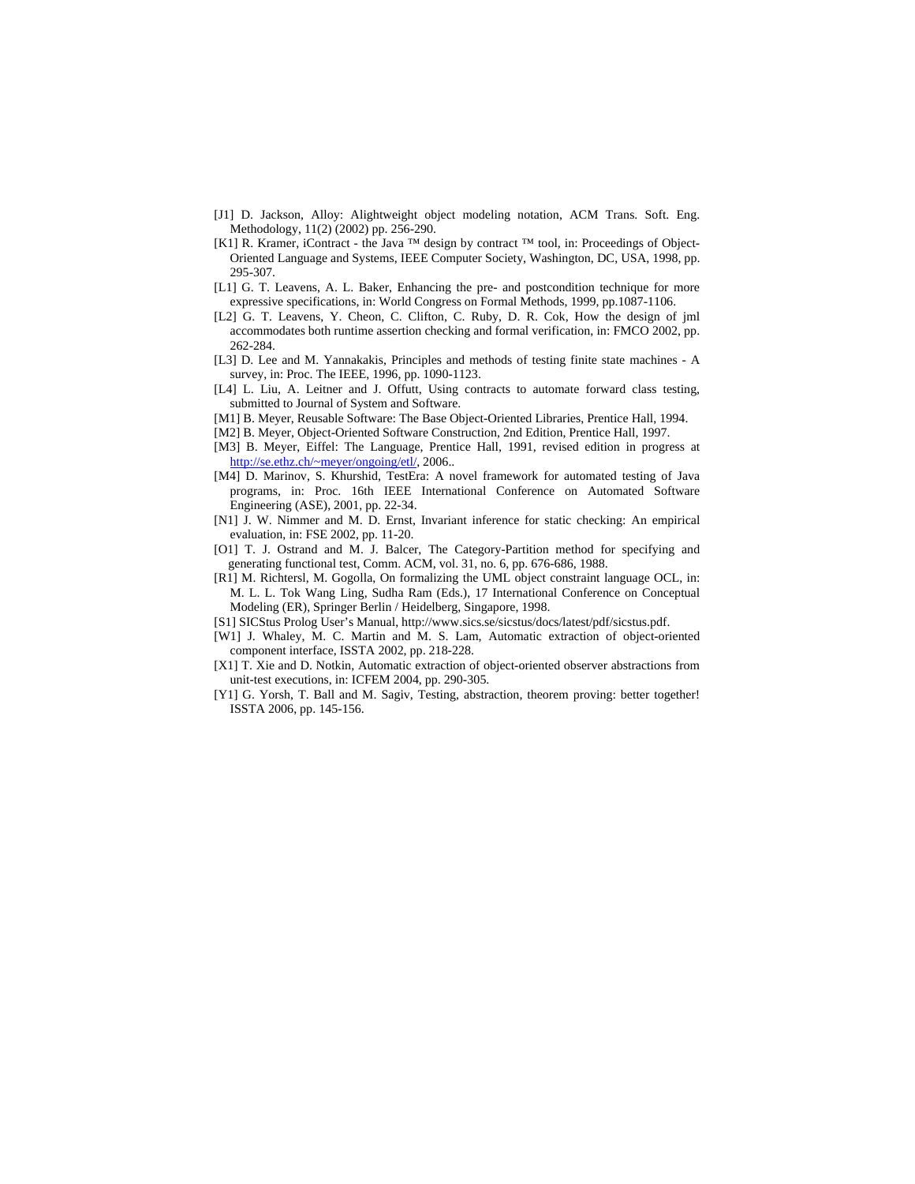[J1] D. Jackson, Alloy: Alightweight object modeling notation, ACM Trans. Soft. Eng. Methodology, 11(2) (2002) pp. 256-290.

[K1] R. Kramer, iContract - the Java ™ design by contract ™ tool, in: Proceedings of Object-Oriented Language and Systems, IEEE Computer Society, Washington, DC, USA, 1998, pp. 295-307.

[L1] G. T. Leavens, A. L. Baker, Enhancing the pre- and postcondition technique for more expressive specifications, in: World Congress on Formal Methods, 1999, pp.1087-1106.

[L2] G. T. Leavens, Y. Cheon, C. Clifton, C. Ruby, D. R. Cok, How the design of jml accommodates both runtime assertion checking and formal verification, in: FMCO 2002, pp. 262-284.

[L3] D. Lee and M. Yannakakis, Principles and methods of testing finite state machines - A survey, in: Proc. The IEEE, 1996, pp. 1090-1123.

[L4] L. Liu, A. Leitner and J. Offutt, Using contracts to automate forward class testing, submitted to Journal of System and Software.

[M1] B. Meyer, Reusable Software: The Base Object-Oriented Libraries, Prentice Hall, 1994.

[M2] B. Meyer, Object-Oriented Software Construction, 2nd Edition, Prentice Hall, 1997.

[M3] B. Meyer, Eiffel: The Language, Prentice Hall, 1991, revised edition in progress at http://se.ethz.ch/~meyer/ongoing/etl/, 2006..

[M4] D. Marinov, S. Khurshid, TestEra: A novel framework for automated testing of Java programs, in: Proc. 16th IEEE International Conference on Automated Software Engineering (ASE), 2001, pp. 22-34.

[N1] J. W. Nimmer and M. D. Ernst, Invariant inference for static checking: An empirical evaluation, in: FSE 2002, pp. 11-20.

[O1] T. J. Ostrand and M. J. Balcer, The Category-Partition method for specifying and generating functional test, Comm. ACM, vol. 31, no. 6, pp. 676-686, 1988.

[R1] M. Richtersl, M. Gogolla, On formalizing the UML object constraint language OCL, in: M. L. L. Tok Wang Ling, Sudha Ram (Eds.), 17 International Conference on Conceptual Modeling (ER), Springer Berlin / Heidelberg, Singapore, 1998.

[S1] SICStus Prolog User's Manual, http://www.sics.se/sicstus/docs/latest/pdf/sicstus.pdf.

[W1] J. Whaley, M. C. Martin and M. S. Lam, Automatic extraction of object-oriented component interface, ISSTA 2002, pp. 218-228.

[X1] T. Xie and D. Notkin, Automatic extraction of object-oriented observer abstractions from unit-test executions, in: ICFEM 2004, pp. 290-305.

[Y1] G. Yorsh, T. Ball and M. Sagiv, Testing, abstraction, theorem proving: better together! ISSTA 2006, pp. 145-156.